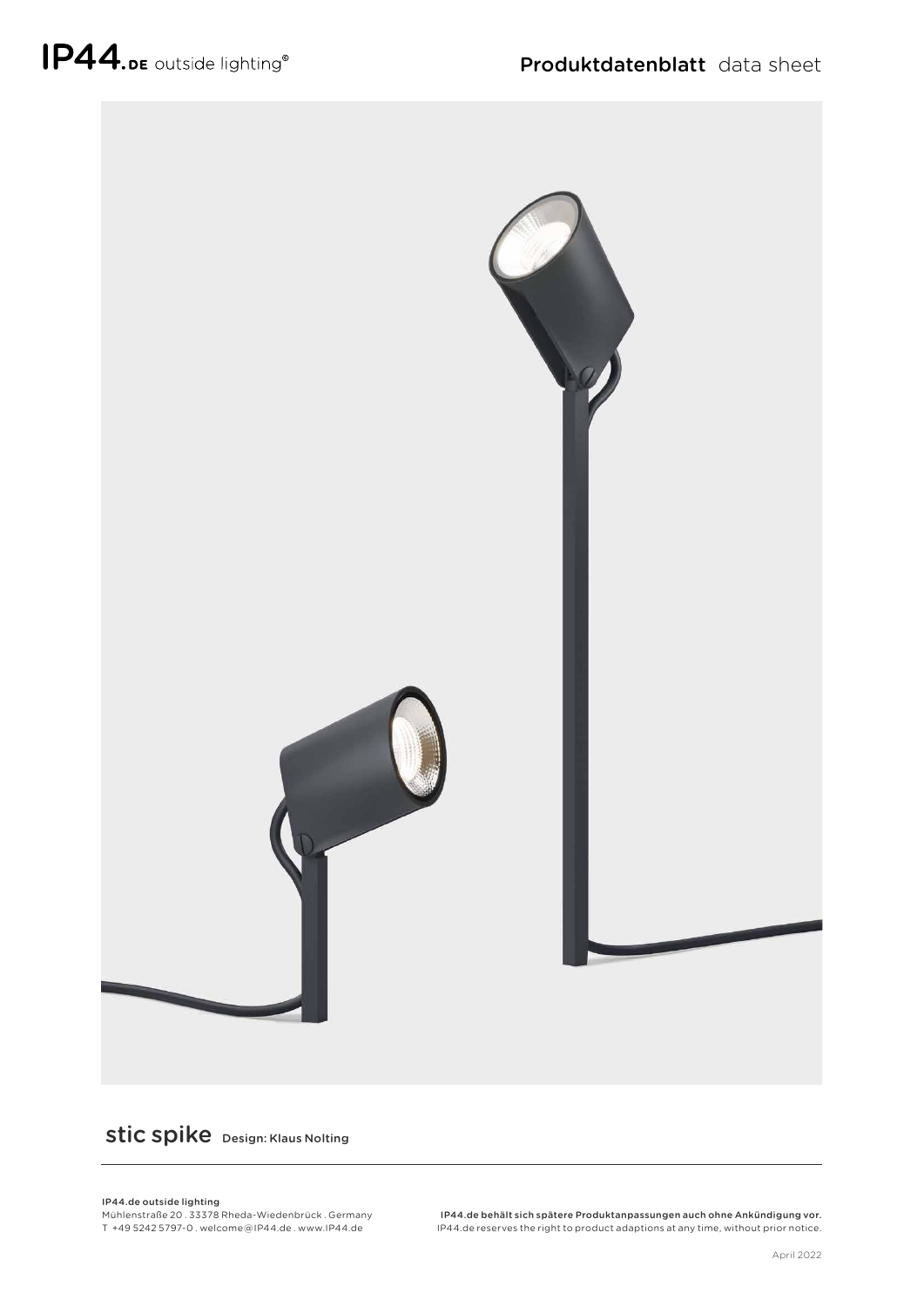IP44.DE outside lighting®

Produktdatenblatt data sheet

# stic spike

Design: Klaus Nolting

**IP44.de outside lighting**
Mühlenstraße 20 . 33378 Rheda-Wiedenbrück . Germany
T +49 5242 5797-0 . welcome@IP44.de . www.IP44.de

**IP44.de behält sich spätere Produktanpassungen auch ohne Ankündigung vor.**
IP44.de reserves the right to product adaptions at any time, without prior notice.

April 2022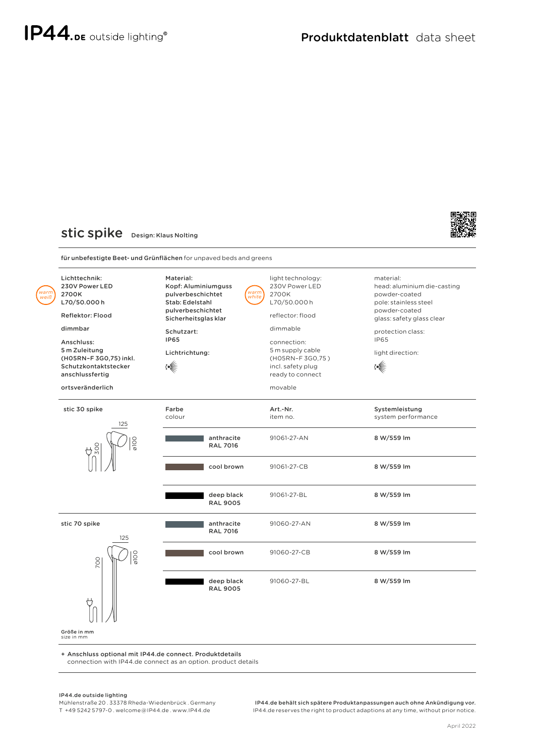# stic spike

Design: Klaus Nolting

**für unbefestigte Beet- und Grünflächen** for unpaved beds and greens

warm weiß

**Lichttechnik:**
**230V Power LED**
**2700K**
**L70/50.000 h**

**Reflektor: Flood**

**dimmbar**

**Anschluss:**
**5 m Zuleitung (H05RN-F 3G0,75) inkl. Schutzkontaktstecker anschlussfertig**

**ortsveränderlich**

**Material:**
**Kopf: Aluminiumguss pulverbeschichtet**
**Stab: Edelstahl pulverbeschichtet**
**Sicherheitsglas klar**

**Schutzart:**
**IP65**

**Lichtrichtung:**

warm white

light technology:
230V Power LED
2700K
L70/50.000 h

reflector: flood

dimmable

connection:
5 m supply cable (H05RN-F 3G0,75 ) incl. safety plug ready to connect

movable

material:
head: aluminium die-casting powder-coated
pole: stainless steel powder-coated
glass: safety glass clear

protection class:
IP65

light direction:

| | Farbe / colour | Art.-Nr. / item no. | Systemleistung / system performance |
|---|---|---|---|
| stic 30 spike | anthracite RAL 7016 | 91061-27-AN | **8 W/559 lm** |
| | cool brown | 91061-27-CB | **8 W/559 lm** |
| | deep black RAL 9005 | 91061-27-BL | **8 W/559 lm** |
| stic 70 spike | anthracite RAL 7016 | 91060-27-AN | **8 W/559 lm** |
| | cool brown | 91060-27-CB | **8 W/559 lm** |
| | deep black RAL 9005 | 91060-27-BL | **8 W/559 lm** |

stic 30 spike: 125, 300, ø100

stic 70 spike: 125, 700, ø100

Größe in mm
size in mm

**+ Anschluss optional mit IP44.de connect. Produktdetails**
connection with IP44.de connect as an option. product details

**IP44.de outside lighting**
Mühlenstraße 20 . 33378 Rheda-Wiedenbrück . Germany
T +49 5242 5797-0 . welcome@IP44.de . www.IP44.de

**IP44.de behält sich spätere Produktanpassungen auch ohne Ankündigung vor.**
IP44.de reserves the right to product adaptions at any time, without prior notice.

April 2022